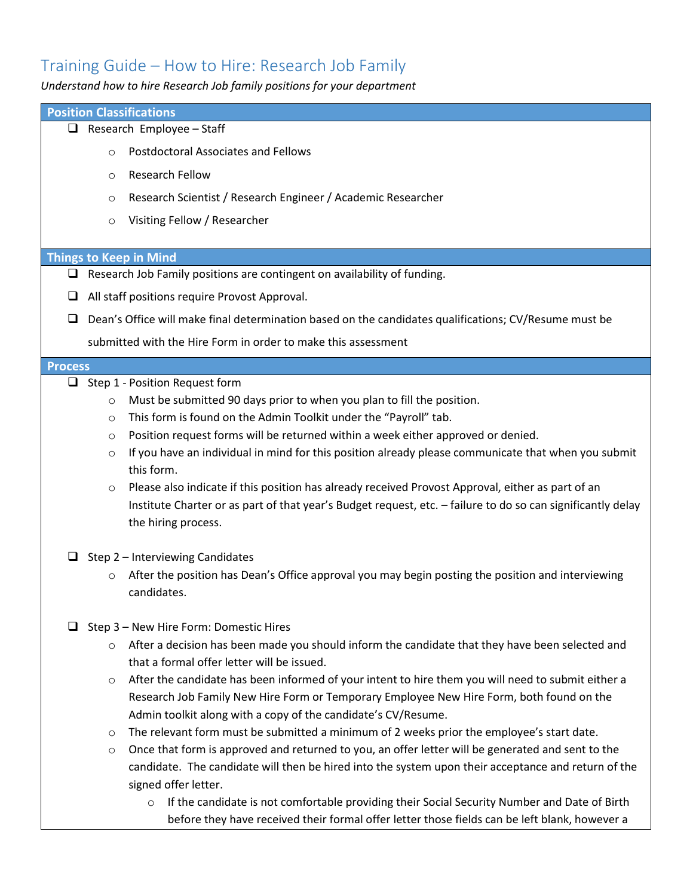# Training Guide – How to Hire: Research Job Family

*Understand how to hire Research Job family positions for your department*

## Position Classifications

- Research Employee – Staff
  - Postdoctoral Associates and Fellows
  - Research Fellow
  - Research Scientist / Research Engineer / Academic Researcher
  - Visiting Fellow / Researcher

## Things to Keep in Mind

- Research Job Family positions are contingent on availability of funding.
- All staff positions require Provost Approval.
- Dean's Office will make final determination based on the candidates qualifications; CV/Resume must be submitted with the Hire Form in order to make this assessment

## Process

- Step 1 - Position Request form
  - Must be submitted 90 days prior to when you plan to fill the position.
  - This form is found on the Admin Toolkit under the "Payroll" tab.
  - Position request forms will be returned within a week either approved or denied.
  - If you have an individual in mind for this position already please communicate that when you submit this form.
  - Please also indicate if this position has already received Provost Approval, either as part of an Institute Charter or as part of that year's Budget request, etc. – failure to do so can significantly delay the hiring process.

- Step 2 – Interviewing Candidates
  - After the position has Dean's Office approval you may begin posting the position and interviewing candidates.

- Step 3 – New Hire Form: Domestic Hires
  - After a decision has been made you should inform the candidate that they have been selected and that a formal offer letter will be issued.
  - After the candidate has been informed of your intent to hire them you will need to submit either a Research Job Family New Hire Form or Temporary Employee New Hire Form, both found on the Admin toolkit along with a copy of the candidate's CV/Resume.
  - The relevant form must be submitted a minimum of 2 weeks prior the employee's start date.
  - Once that form is approved and returned to you, an offer letter will be generated and sent to the candidate. The candidate will then be hired into the system upon their acceptance and return of the signed offer letter.
    - If the candidate is not comfortable providing their Social Security Number and Date of Birth before they have received their formal offer letter those fields can be left blank, however a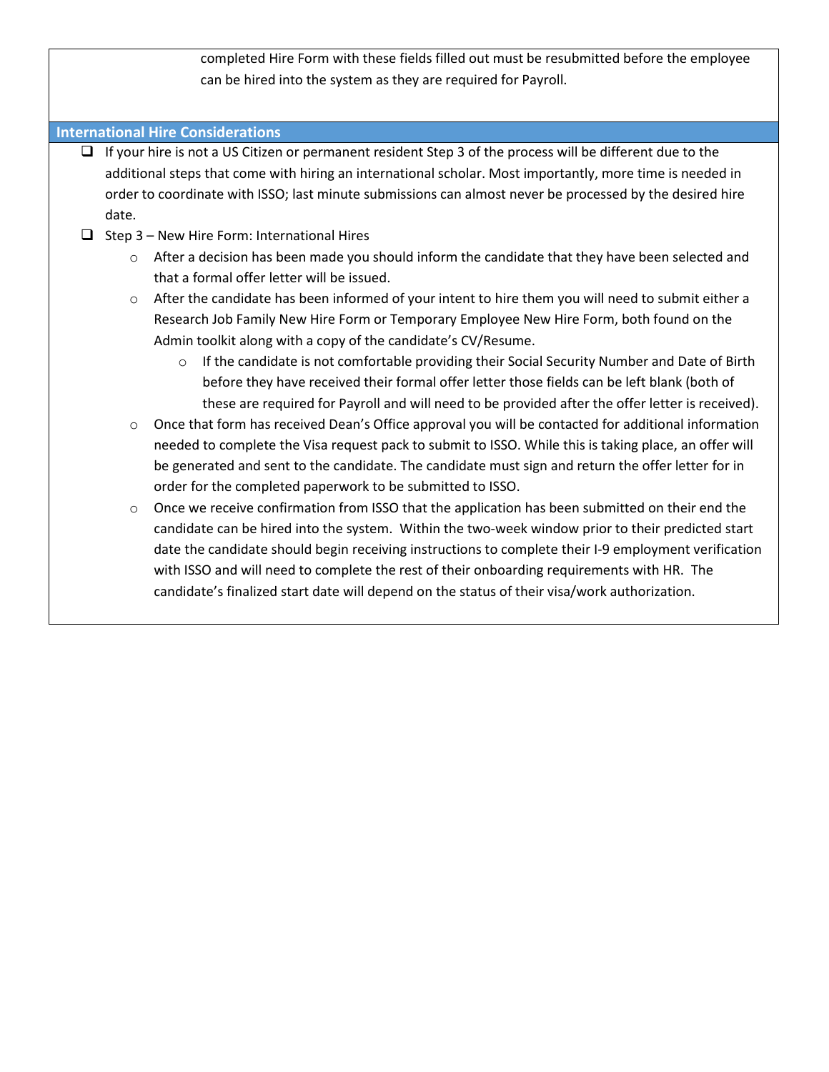completed Hire Form with these fields filled out must be resubmitted before the employee can be hired into the system as they are required for Payroll.

## International Hire Considerations

- ❑ If your hire is not a US Citizen or permanent resident Step 3 of the process will be different due to the additional steps that come with hiring an international scholar. Most importantly, more time is needed in order to coordinate with ISSO; last minute submissions can almost never be processed by the desired hire date.
- ❑ Step 3 – New Hire Form: International Hires
  - After a decision has been made you should inform the candidate that they have been selected and that a formal offer letter will be issued.
  - After the candidate has been informed of your intent to hire them you will need to submit either a Research Job Family New Hire Form or Temporary Employee New Hire Form, both found on the Admin toolkit along with a copy of the candidate's CV/Resume.
    - If the candidate is not comfortable providing their Social Security Number and Date of Birth before they have received their formal offer letter those fields can be left blank (both of these are required for Payroll and will need to be provided after the offer letter is received).
  - Once that form has received Dean's Office approval you will be contacted for additional information needed to complete the Visa request pack to submit to ISSO. While this is taking place, an offer will be generated and sent to the candidate. The candidate must sign and return the offer letter for in order for the completed paperwork to be submitted to ISSO.
  - Once we receive confirmation from ISSO that the application has been submitted on their end the candidate can be hired into the system. Within the two-week window prior to their predicted start date the candidate should begin receiving instructions to complete their I-9 employment verification with ISSO and will need to complete the rest of their onboarding requirements with HR. The candidate's finalized start date will depend on the status of their visa/work authorization.